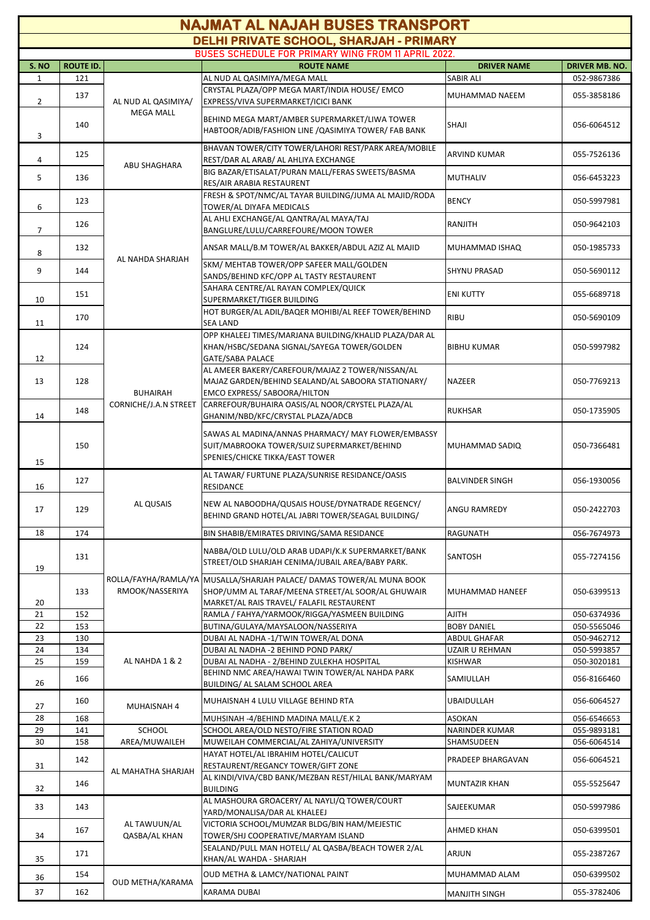# NAJMAT AL NAJAH BUSES TRANSPORT

## DELHI PRIVATE SCHOOL, SHARJAH - PRIMARY

### BUSES SCHEDULE FOR PRIMARY WING FROM 11 APRIL 2022.

| S. NO | ROUTE ID. | | ROUTE NAME | DRIVER NAME | DRIVER MB. NO. |
|---|---|---|---|---|---|
| 1 | 121 | AL NUD AL QASIMIYA/ MEGA MALL | AL NUD AL QASIMIYA/MEGA MALL | SABIR ALI | 052-9867386 |
| 2 | 137 | | CRYSTAL PLAZA/OPP MEGA MART/INDIA HOUSE/ EMCO EXPRESS/VIVA SUPERMARKET/ICICI BANK | MUHAMMAD NAEEM | 055-3858186 |
| 3 | 140 | | BEHIND MEGA MART/AMBER SUPERMARKET/LIWA TOWER HABTOOR/ADIB/FASHION LINE /QASIMIYA TOWER/ FAB BANK | SHAJI | 056-6064512 |
| 4 | 125 | ABU SHAGHARA | BHAVAN TOWER/CITY TOWER/LAHORI REST/PARK AREA/MOBILE REST/DAR AL ARAB/ AL AHLIYA EXCHANGE | ARVIND KUMAR | 055-7526136 |
| 5 | 136 | | BIG BAZAR/ETISALAT/PURAN MALL/FERAS SWEETS/BASMA RES/AIR ARABIA RESTAURENT | MUTHALIV | 056-6453223 |
| 6 | 123 | AL NAHDA SHARJAH | FRESH & SPOT/NMC/AL TAYAR BUILDING/JUMA AL MAJID/RODA TOWER/AL DIYAFA MEDICALS | BENCY | 050-5997981 |
| 7 | 126 | | AL AHLI EXCHANGE/AL QANTRA/AL MAYA/TAJ BANGLURE/LULU/CARREFOURE/MOON TOWER | RANJITH | 050-9642103 |
| 8 | 132 | | ANSAR MALL/B.M TOWER/AL BAKKER/ABDUL AZIZ AL MAJID | MUHAMMAD ISHAQ | 050-1985733 |
| 9 | 144 | | SKM/ MEHTAB TOWER/OPP SAFEER MALL/GOLDEN SANDS/BEHIND KFC/OPP AL TASTY RESTAURENT | SHYNU PRASAD | 050-5690112 |
| 10 | 151 | | SAHARA CENTRE/AL RAYAN COMPLEX/QUICK SUPERMARKET/TIGER BUILDING | ENI KUTTY | 055-6689718 |
| 11 | 170 | | HOT BURGER/AL ADIL/BAQER MOHIBI/AL REEF TOWER/BEHIND SEA LAND | RIBU | 050-5690109 |
| 12 | 124 | BUHAIRAH CORNICHE/J.A.N STREET | OPP KHALEEJ TIMES/MARJANA BUILDING/KHALID PLAZA/DAR AL KHAN/HSBC/SEDANA SIGNAL/SAYEGA TOWER/GOLDEN GATE/SABA PALACE | BIBHU KUMAR | 050-5997982 |
| 13 | 128 | | AL AMEER BAKERY/CAREFOUR/MAJAZ 2 TOWER/NISSAN/AL MAJAZ GARDEN/BEHIND SEALAND/AL SABOORA STATIONARY/ EMCO EXPRESS/ SABOORA/HILTON | NAZEER | 050-7769213 |
| 14 | 148 | | CARREFOUR/BUHAIRA OASIS/AL NOOR/CRYSTEL PLAZA/AL GHANIM/NBD/KFC/CRYSTAL PLAZA/ADCB | RUKHSAR | 050-1735905 |
| 15 | 150 | | SAWAS AL MADINA/ANNAS PHARMACY/ MAY FLOWER/EMBASSY SUIT/MABROOKA TOWER/SUIZ SUPERMARKET/BEHIND SPENIES/CHICKE TIKKA/EAST TOWER | MUHAMMAD SADIQ | 050-7366481 |
| 16 | 127 | AL QUSAIS | AL TAWAR/ FURTUNE PLAZA/SUNRISE RESIDANCE/OASIS RESIDANCE | BALVINDER SINGH | 056-1930056 |
| 17 | 129 | | NEW AL NABOODHA/QUSAIS HOUSE/DYNATRADE REGENCY/ BEHIND GRAND HOTEL/AL JABRI TOWER/SEAGAL BUILDING/ | ANGU RAMREDY | 050-2422703 |
| 18 | 174 | | BIN SHABIB/EMIRATES DRIVING/SAMA RESIDANCE | RAGUNATH | 056-7674973 |
| 19 | 131 | ROLLA/FAYHA/RAMLA/YARMOOK/NASSERIYA | NABBA/OLD LULU/OLD ARAB UDAPI/K.K SUPERMARKET/BANK STREET/OLD SHARJAH CENIMA/JUBAIL AREA/BABY PARK. | SANTOSH | 055-7274156 |
| 20 | 133 | | MUSALLA/SHARJAH PALACE/ DAMAS TOWER/AL MUNA BOOK SHOP/UMM AL TARAF/MEENA STREET/AL SOOR/AL GHUWAIR MARKET/AL RAIS TRAVEL/ FALAFIL RESTAURENT | MUHAMMAD HANEEF | 050-6399513 |
| 21 | 152 | | RAMLA / FAHYA/YARMOOK/RIGGA/YASMEEN BUILDING | AJITH | 050-6374936 |
| 22 | 153 | | BUTINA/GULAYA/MAYSALOON/NASSERIYA | BOBY DANIEL | 050-5565046 |
| 23 | 130 | AL NAHDA 1 & 2 | DUBAI AL NADHA -1/TWIN TOWER/AL DONA | ABDUL GHAFAR | 050-9462712 |
| 24 | 134 | | DUBAI AL NADHA -2 BEHIND POND PARK/ | UZAIR U REHMAN | 050-5993857 |
| 25 | 159 | | DUBAI AL NADHA - 2/BEHIND ZULEKHA HOSPITAL | KISHWAR | 050-3020181 |
| 26 | 166 | | BEHIND NMC AREA/HAWAI TWIN TOWER/AL NAHDA PARK BUILDING/ AL SALAM SCHOOL AREA | SAMIULLAH | 056-8166460 |
| 27 | 160 | MUHAISNAH 4 | MUHAISNAH 4 LULU VILLAGE BEHIND RTA | UBAIDULLAH | 056-6064527 |
| 28 | 168 | | MUHSINAH -4/BEHIND MADINA MALL/E.K 2 | ASOKAN | 056-6546653 |
| 29 | 141 | SCHOOL AREA/MUWAILEH | SCHOOL AREA/OLD NESTO/FIRE STATION ROAD | NARINDER KUMAR | 055-9893181 |
| 30 | 158 | | MUWEILAH COMMERCIAL/AL ZAHIYA/UNIVERSITY | SHAMSUDEEN | 056-6064514 |
| 31 | 142 | AL MAHATHA SHARJAH | HAYAT HOTEL/AL IBRAHIM HOTEL/CALICUT RESTAURENT/REGANCY TOWER/GIFT ZONE | PRADEEP BHARGAVAN | 056-6064521 |
| 32 | 146 | | AL KINDI/VIVA/CBD BANK/MEZBAN REST/HILAL BANK/MARYAM BUILDING | MUNTAZIR KHAN | 055-5525647 |
| 33 | 143 | AL TAWUUN/AL QASBA/AL KHAN | AL MASHOURA GROACERY/ AL NAYLI/Q TOWER/COURT YARD/MONALISA/DAR AL KHALEEJ | SAJEEKUMAR | 050-5997986 |
| 34 | 167 | | VICTORIA SCHOOL/MUMZAR BLDG/BIN HAM/MEJESTIC TOWER/SHJ COOPERATIVE/MARYAM ISLAND | AHMED KHAN | 050-6399501 |
| 35 | 171 | | SEALAND/PULL MAN HOTELL/ AL QASBA/BEACH TOWER 2/AL KHAN/AL WAHDA - SHARJAH | ARJUN | 055-2387267 |
| 36 | 154 | OUD METHA/KARAMA | OUD METHA & LAMCY/NATIONAL PAINT | MUHAMMAD ALAM | 050-6399502 |
| 37 | 162 | | KARAMA DUBAI | MANJITH SINGH | 055-3782406 |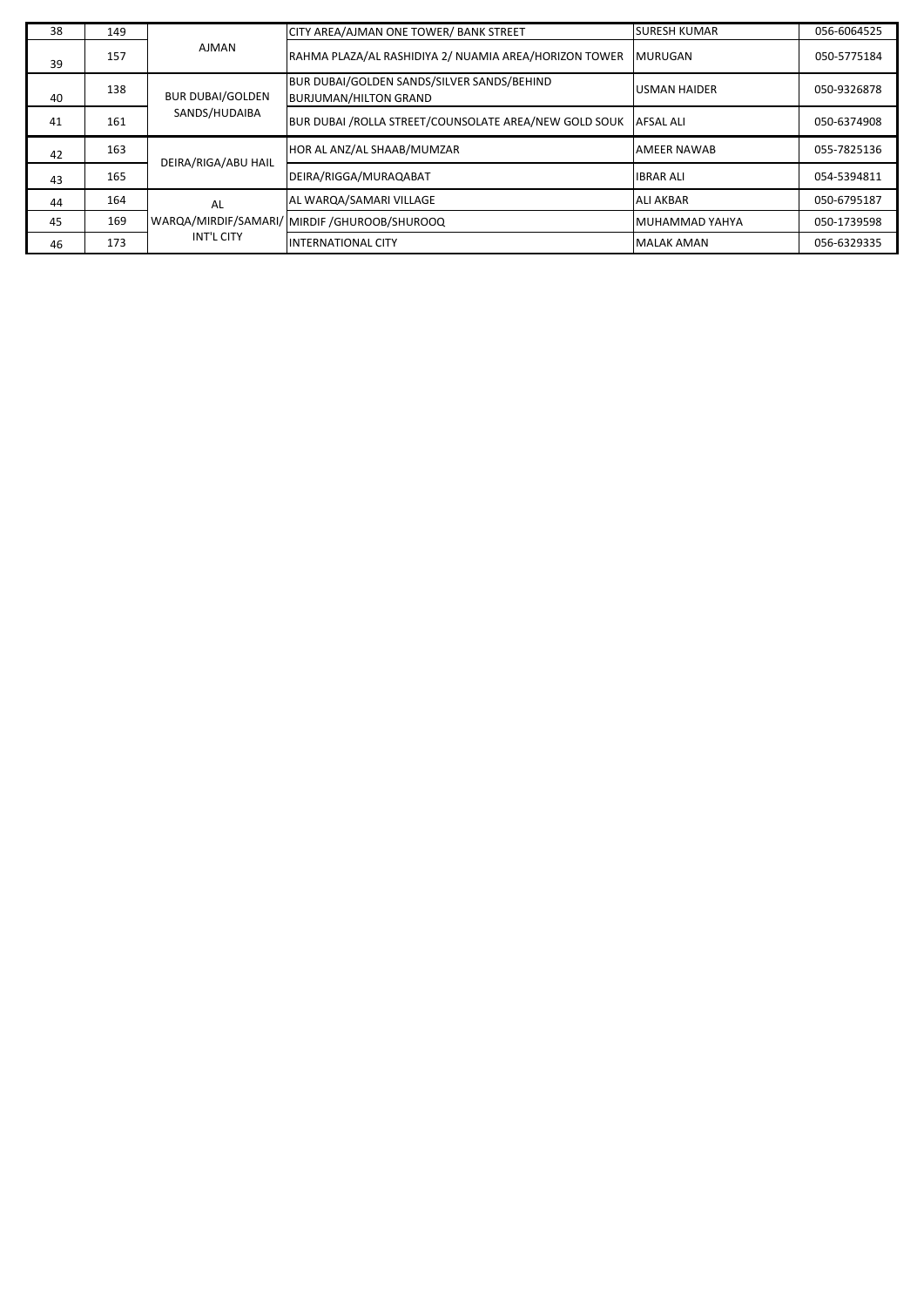| | | | | | |
|---|---|---|---|---|---|
| 38 | 149 | AJMAN | CITY AREA/AJMAN ONE TOWER/ BANK STREET | SURESH KUMAR | 056-6064525 |
| 39 | 157 | | RAHMA PLAZA/AL RASHIDIYA 2/ NUAMIA AREA/HORIZON TOWER | MURUGAN | 050-5775184 |
| 40 | 138 | BUR DUBAI/GOLDEN SANDS/HUDAIBA | BUR DUBAI/GOLDEN SANDS/SILVER SANDS/BEHIND BURJUMAN/HILTON GRAND | USMAN HAIDER | 050-9326878 |
| 41 | 161 | | BUR DUBAI /ROLLA STREET/COUNSOLATE AREA/NEW GOLD SOUK | AFSAL ALI | 050-6374908 |
| 42 | 163 | DEIRA/RIGA/ABU HAIL | HOR AL ANZ/AL SHAAB/MUMZAR | AMEER NAWAB | 055-7825136 |
| 43 | 165 | | DEIRA/RIGGA/MURAQABAT | IBRAR ALI | 054-5394811 |
| 44 | 164 | AL WARQA/MIRDIF/SAMARI/ INT'L CITY | AL WARQA/SAMARI VILLAGE | ALI AKBAR | 050-6795187 |
| 45 | 169 | | MIRDIF /GHUROOB/SHUROOQ | MUHAMMAD YAHYA | 050-1739598 |
| 46 | 173 | | INTERNATIONAL CITY | MALAK AMAN | 056-6329335 |